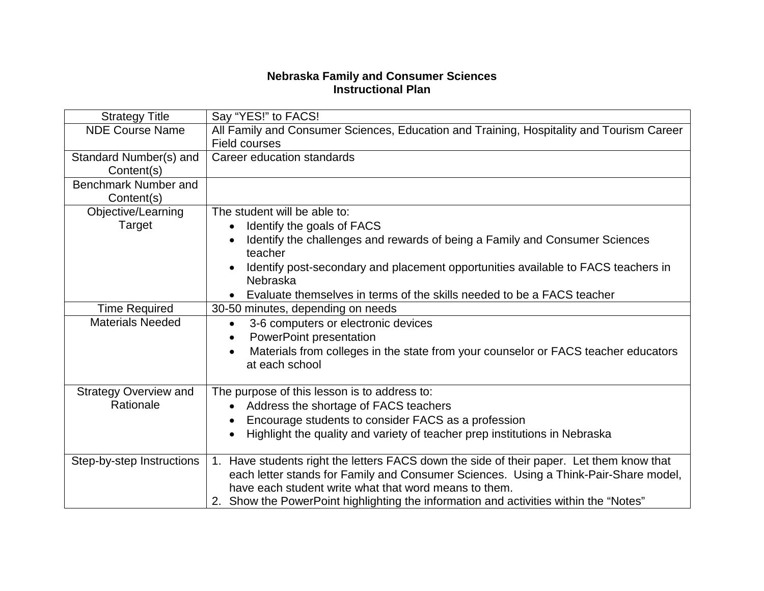# Nebraska Family and Consumer Sciences
## Instructional Plan

| Strategy Title | Say "YES!" to FACS! |
|---|---|
| NDE Course Name | All Family and Consumer Sciences, Education and Training, Hospitality and Tourism Career Field courses |
| Standard Number(s) and Content(s) | Career education standards |
| Benchmark Number and Content(s) | |
| Objective/Learning Target | The student will be able to:<br>• Identify the goals of FACS<br>• Identify the challenges and rewards of being a Family and Consumer Sciences teacher<br>• Identify post-secondary and placement opportunities available to FACS teachers in Nebraska<br>• Evaluate themselves in terms of the skills needed to be a FACS teacher |
| Time Required | 30-50 minutes, depending on needs |
| Materials Needed | • 3-6 computers or electronic devices<br>• PowerPoint presentation<br>• Materials from colleges in the state from your counselor or FACS teacher educators at each school |
| Strategy Overview and Rationale | The purpose of this lesson is to address to:<br>• Address the shortage of FACS teachers<br>• Encourage students to consider FACS as a profession<br>• Highlight the quality and variety of teacher prep institutions in Nebraska |
| Step-by-step Instructions | 1. Have students right the letters FACS down the side of their paper. Let them know that each letter stands for Family and Consumer Sciences. Using a Think-Pair-Share model, have each student write what that word means to them.<br>2. Show the PowerPoint highlighting the information and activities within the "Notes" |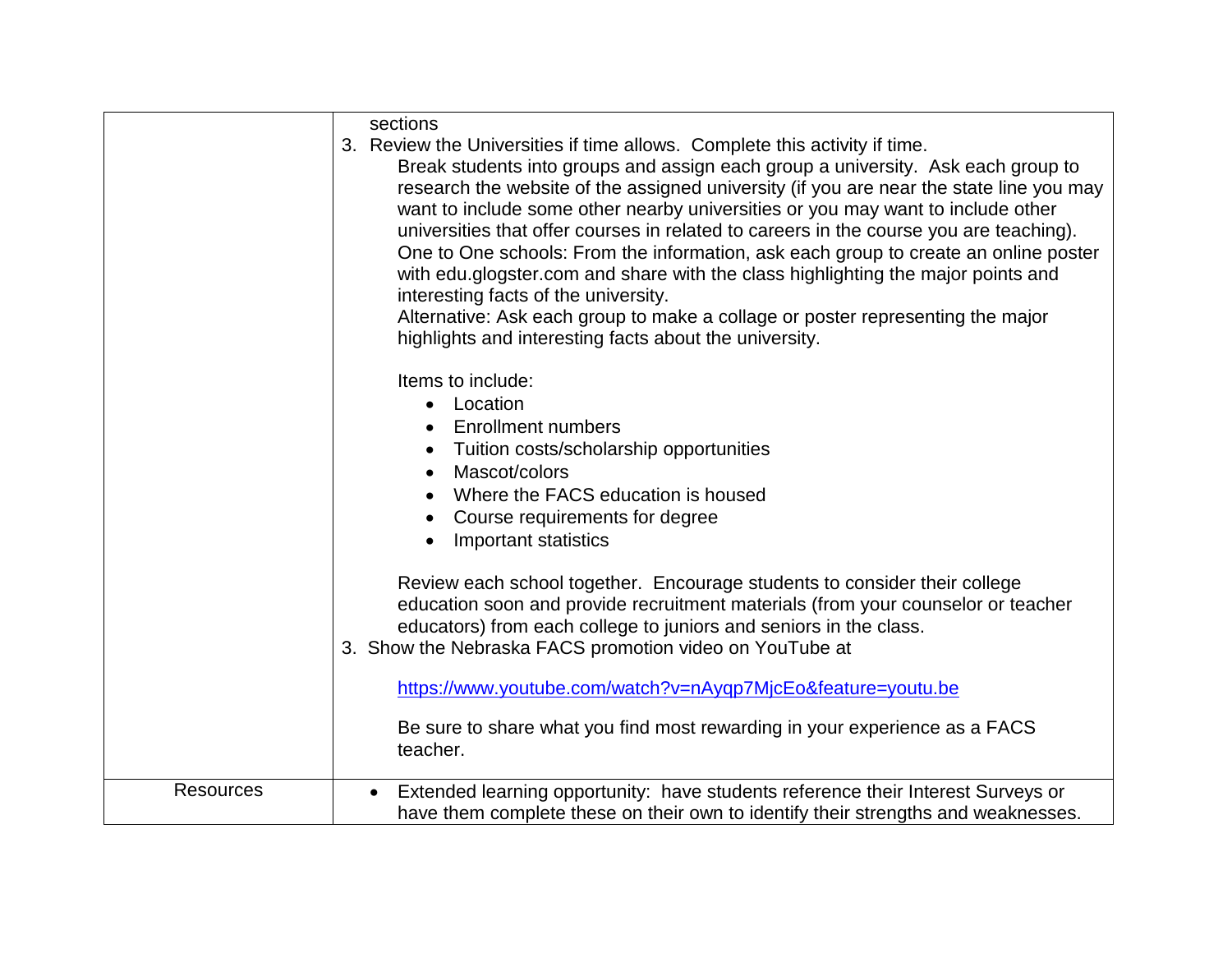| | |
|---|---|
| | sections<br>3. Review the Universities if time allows. Complete this activity if time.<br>Break students into groups and assign each group a university. Ask each group to research the website of the assigned university (if you are near the state line you may want to include some other nearby universities or you may want to include other universities that offer courses in related to careers in the course you are teaching). One to One schools: From the information, ask each group to create an online poster with edu.glogster.com and share with the class highlighting the major points and interesting facts of the university.<br>Alternative: Ask each group to make a collage or poster representing the major highlights and interesting facts about the university.<br><br>Items to include:<br>• Location<br>• Enrollment numbers<br>• Tuition costs/scholarship opportunities<br>• Mascot/colors<br>• Where the FACS education is housed<br>• Course requirements for degree<br>• Important statistics<br><br>Review each school together. Encourage students to consider their college education soon and provide recruitment materials (from your counselor or teacher educators) from each college to juniors and seniors in the class.<br>3. Show the Nebraska FACS promotion video on YouTube at<br><br>[https://www.youtube.com/watch?v=nAyqp7MjcEo&feature=youtu.be](https://www.youtube.com/watch?v=nAyqp7MjcEo&feature=youtu.be)<br><br>Be sure to share what you find most rewarding in your experience as a FACS teacher. |
| Resources | • Extended learning opportunity: have students reference their Interest Surveys or have them complete these on their own to identify their strengths and weaknesses. |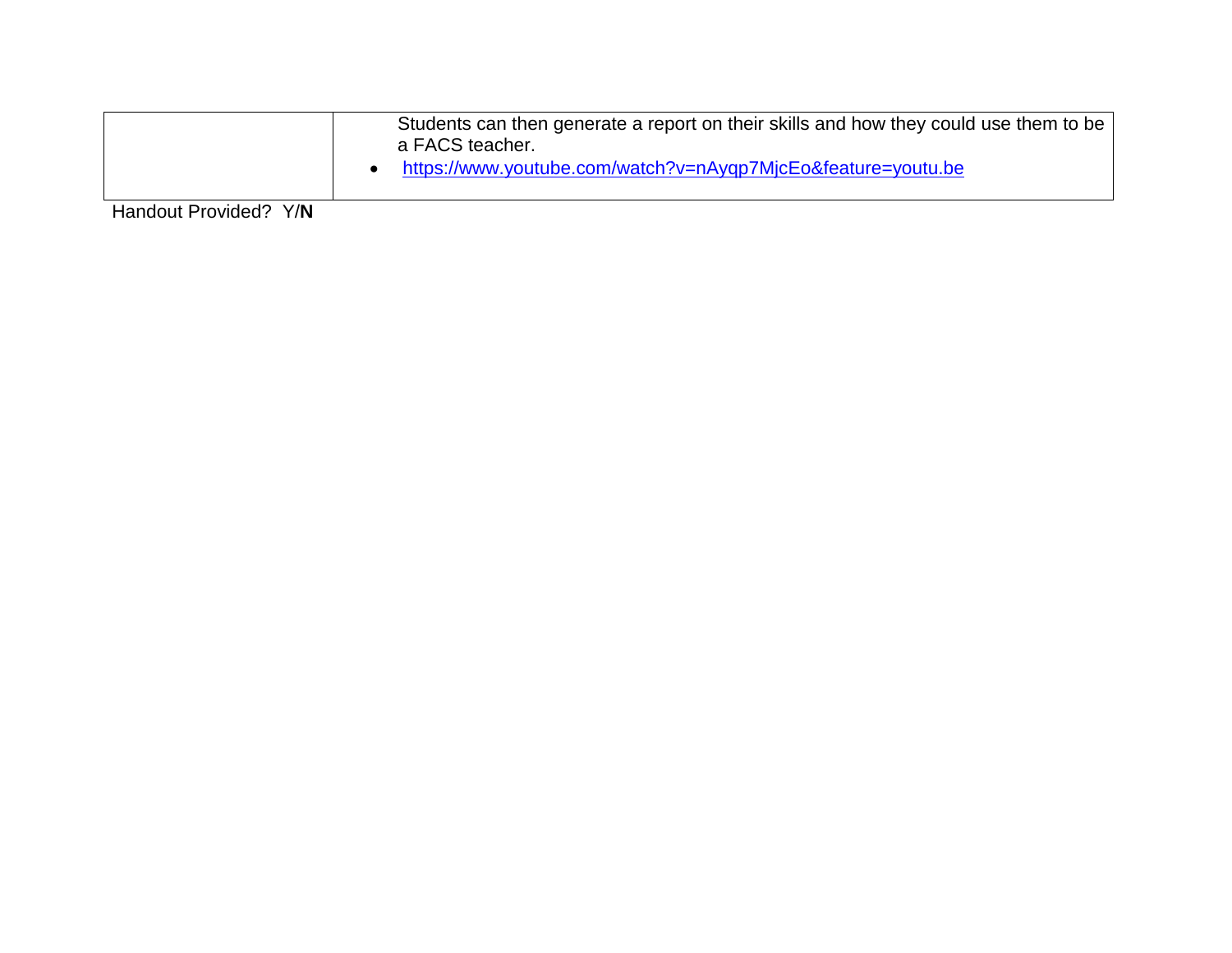| | |
|---|---|
| | Students can then generate a report on their skills and how they could use them to be a FACS teacher.<br>• https://www.youtube.com/watch?v=nAyqp7MjcEo&feature=youtu.be |

Handout Provided? Y/**N**